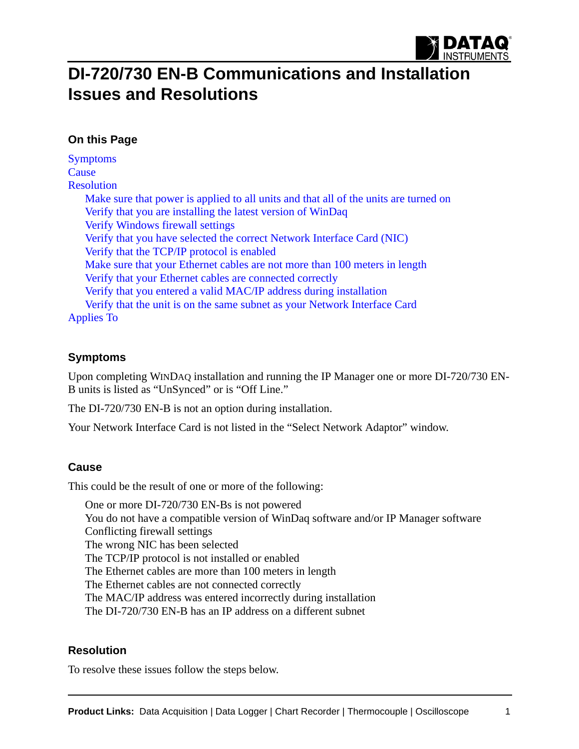# DI-720/730 EN-B Communications and Installation Issues and Resolutions

### On this Page

- Symptoms
- Cause
- Resolution
  - Make sure that power is applied to all units and that all of the units are turned on
  - Verify that you are installing the latest version of WinDaq
  - Verify Windows firewall settings
  - Verify that you have selected the correct Network Interface Card (NIC)
  - Verify that the TCP/IP protocol is enabled
  - Make sure that your Ethernet cables are not more than 100 meters in length
  - Verify that your Ethernet cables are connected correctly
  - Verify that you entered a valid MAC/IP address during installation
  - Verify that the unit is on the same subnet as your Network Interface Card
- Applies To

### Symptoms

Upon completing WINDAQ installation and running the IP Manager one or more DI-720/730 EN-B units is listed as "UnSynced" or is "Off Line."

The DI-720/730 EN-B is not an option during installation.

Your Network Interface Card is not listed in the "Select Network Adaptor" window.

### Cause

This could be the result of one or more of the following:

- One or more DI-720/730 EN-Bs is not powered
- You do not have a compatible version of WinDaq software and/or IP Manager software
- Conflicting firewall settings
- The wrong NIC has been selected
- The TCP/IP protocol is not installed or enabled
- The Ethernet cables are more than 100 meters in length
- The Ethernet cables are not connected correctly
- The MAC/IP address was entered incorrectly during installation
- The DI-720/730 EN-B has an IP address on a different subnet

### Resolution

To resolve these issues follow the steps below.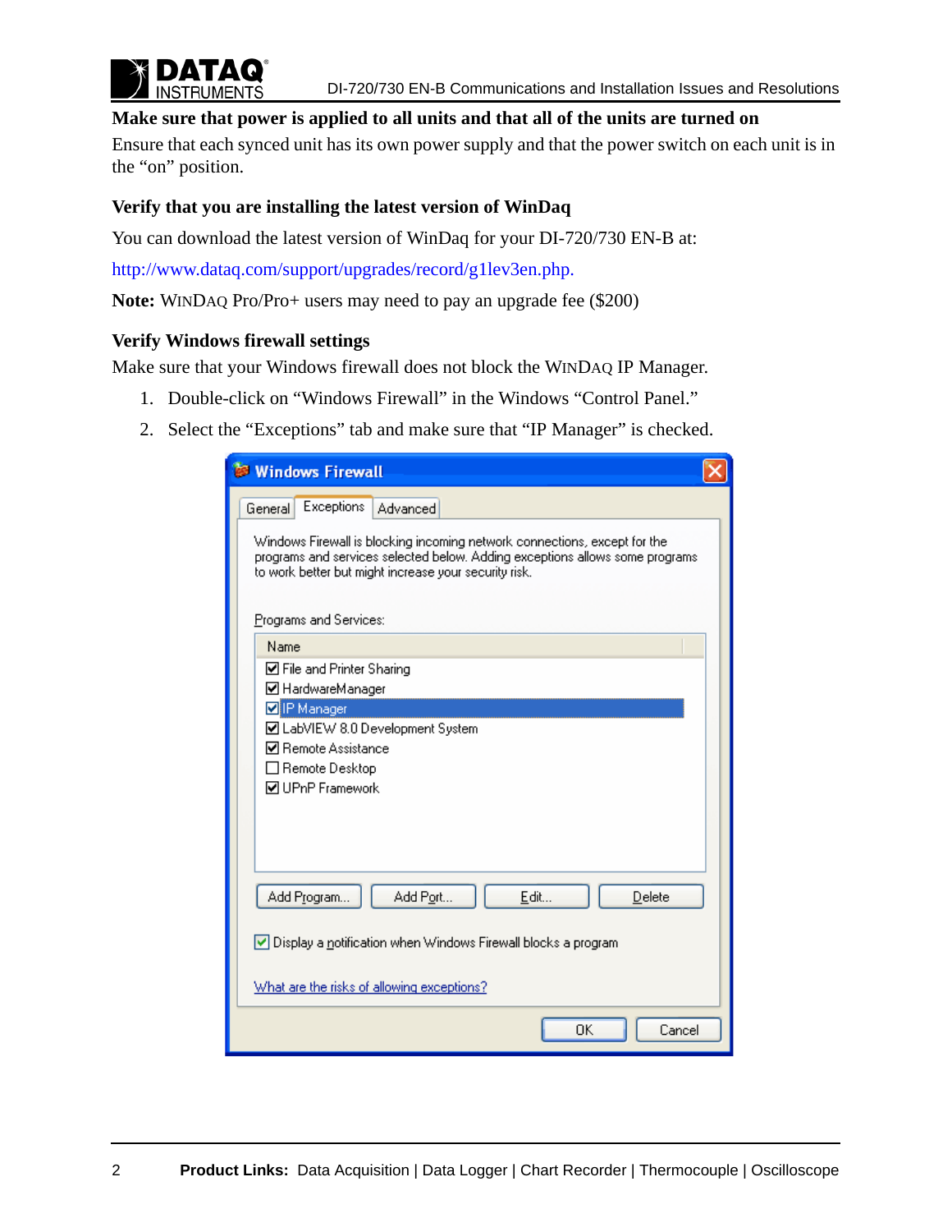### Make sure that power is applied to all units and that all of the units are turned on

Ensure that each synced unit has its own power supply and that the power switch on each unit is in the "on" position.

### Verify that you are installing the latest version of WinDaq

You can download the latest version of WinDaq for your DI-720/730 EN-B at:

http://www.dataq.com/support/upgrades/record/g1lev3en.php.

**Note:** WinDaq Pro/Pro+ users may need to pay an upgrade fee ($200)

### Verify Windows firewall settings

Make sure that your Windows firewall does not block the WinDaq IP Manager.

1. Double-click on "Windows Firewall" in the Windows "Control Panel."
2. Select the "Exceptions" tab and make sure that "IP Manager" is checked.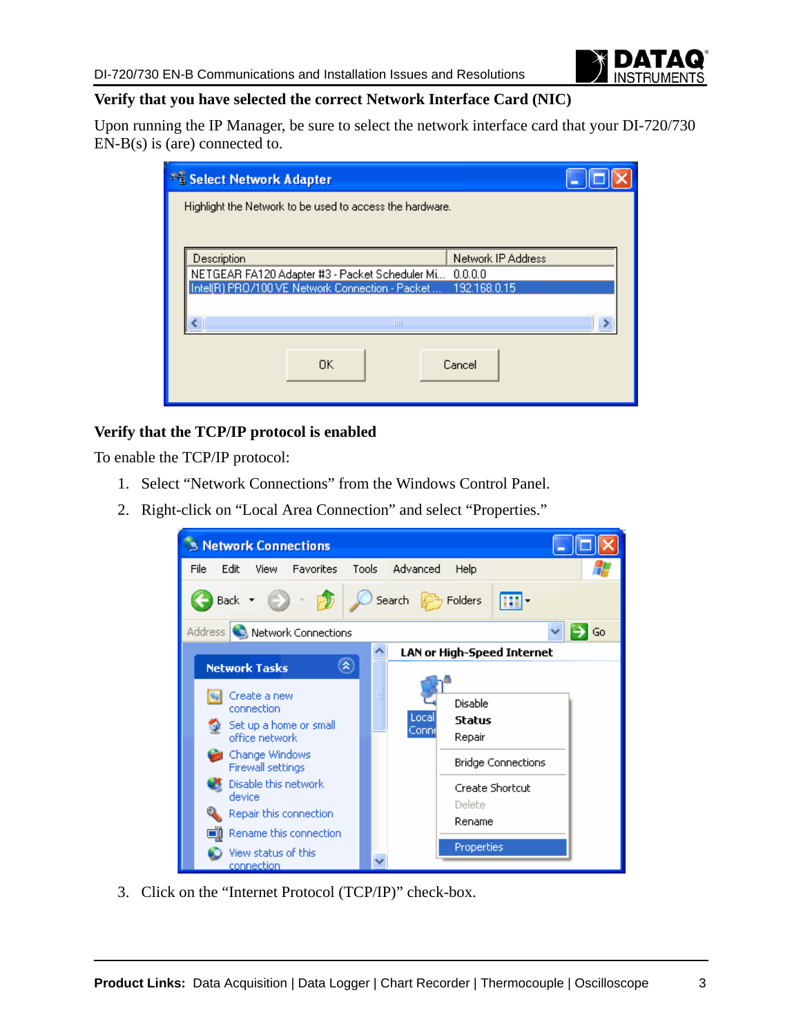## Verify that you have selected the correct Network Interface Card (NIC)

Upon running the IP Manager, be sure to select the network interface card that your DI-720/730 EN-B(s) is (are) connected to.

## Verify that the TCP/IP protocol is enabled

To enable the TCP/IP protocol:

1. Select "Network Connections" from the Windows Control Panel.
2. Right-click on "Local Area Connection" and select "Properties."
3. Click on the "Internet Protocol (TCP/IP)" check-box.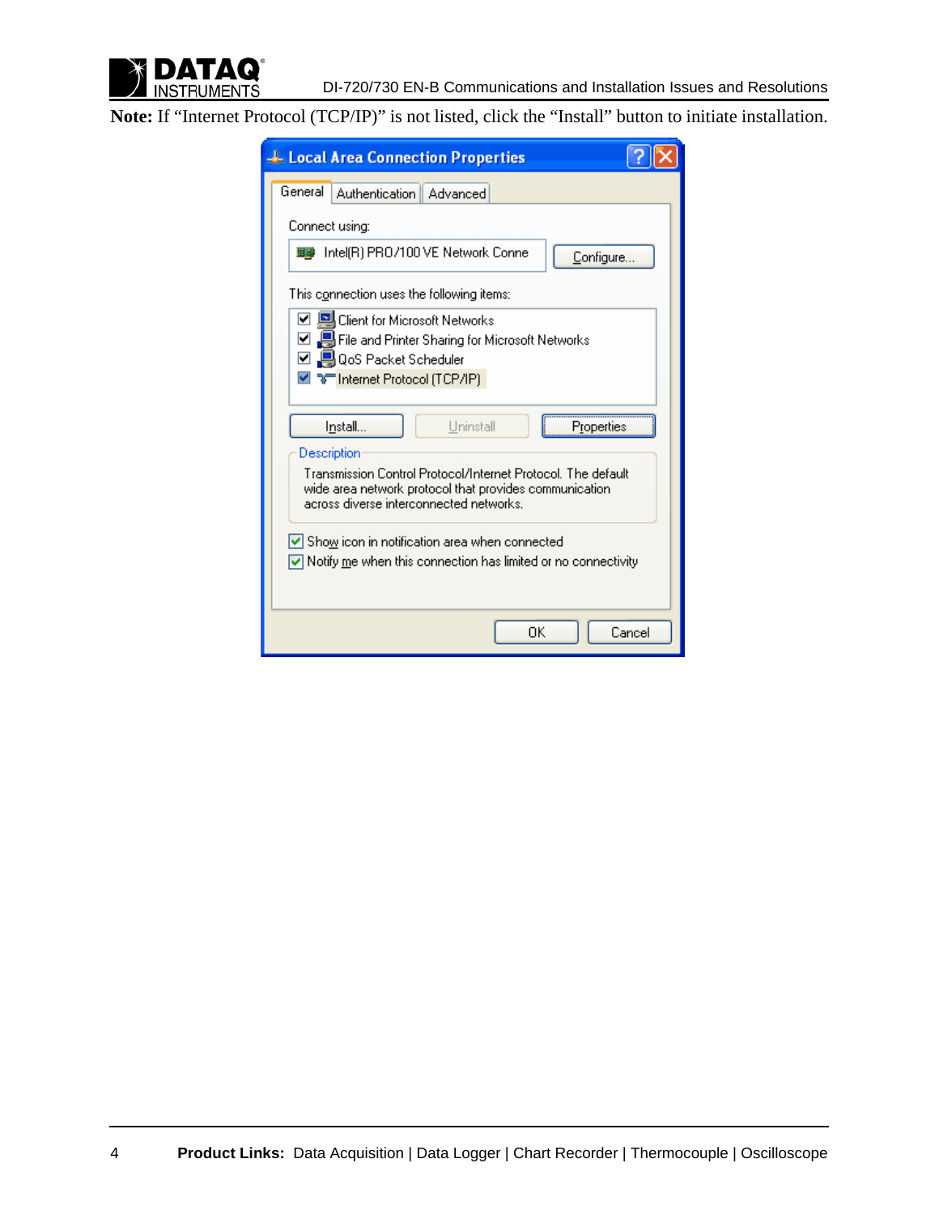**Note:** If "Internet Protocol (TCP/IP)" is not listed, click the "Install" button to initiate installation.

**Local Area Connection Properties**

General | Authentication | Advanced

Connect using:

Intel(R) PRO/100 VE Network Conne

Configure...

This connection uses the following items:

- ☑ Client for Microsoft Networks
- ☑ File and Printer Sharing for Microsoft Networks
- ☑ QoS Packet Scheduler
- ☑ Internet Protocol (TCP/IP)

Install... | Uninstall | Properties

Description

Transmission Control Protocol/Internet Protocol. The default wide area network protocol that provides communication across diverse interconnected networks.

☑ Show icon in notification area when connected

☑ Notify me when this connection has limited or no connectivity

OK | Cancel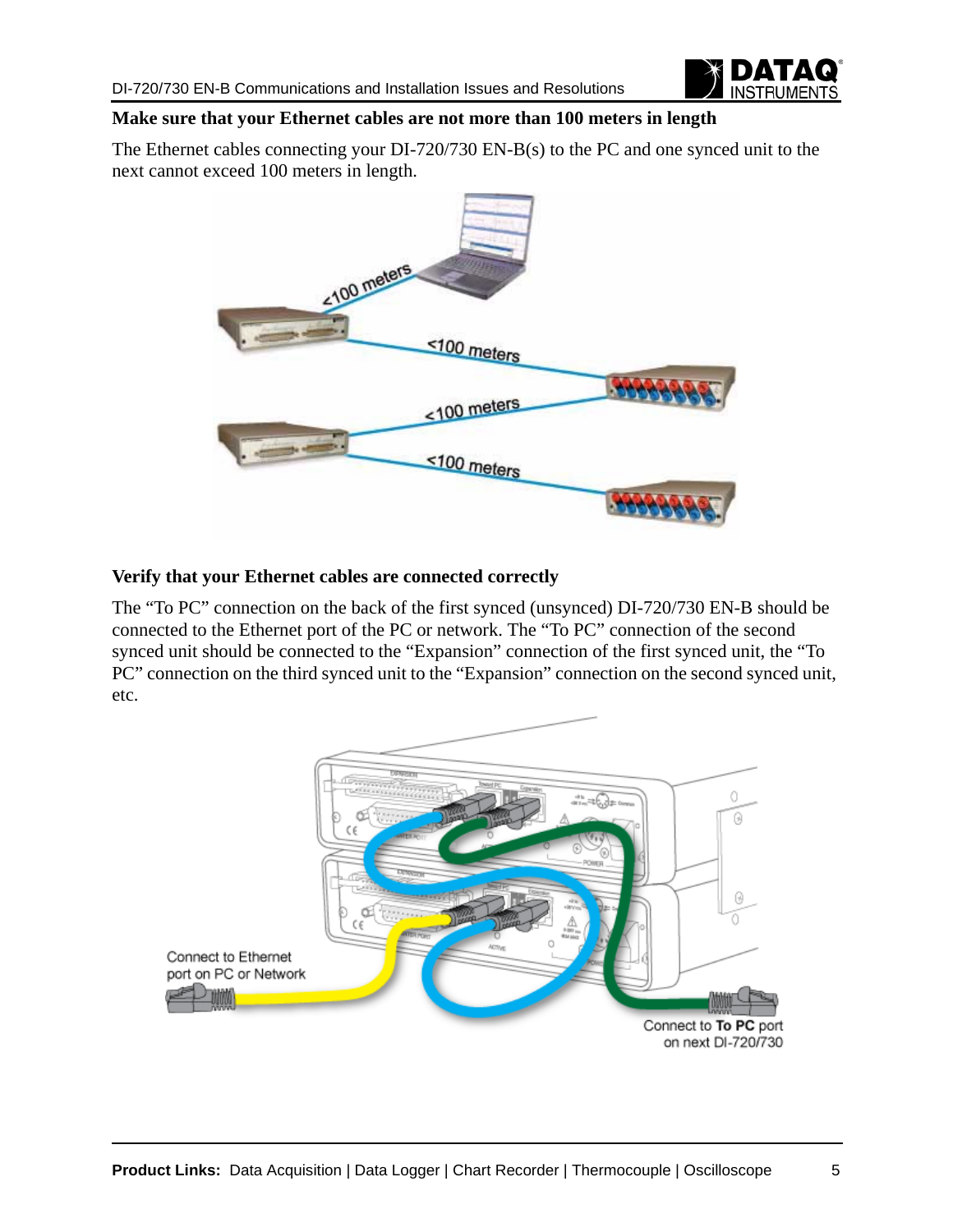## Make sure that your Ethernet cables are not more than 100 meters in length

The Ethernet cables connecting your DI-720/730 EN-B(s) to the PC and one synced unit to the next cannot exceed 100 meters in length.

## Verify that your Ethernet cables are connected correctly

The “To PC” connection on the back of the first synced (unsynced) DI-720/730 EN-B should be connected to the Ethernet port of the PC or network. The “To PC” connection of the second synced unit should be connected to the “Expansion” connection of the first synced unit, the “To PC” connection on the third synced unit to the “Expansion” connection on the second synced unit, etc.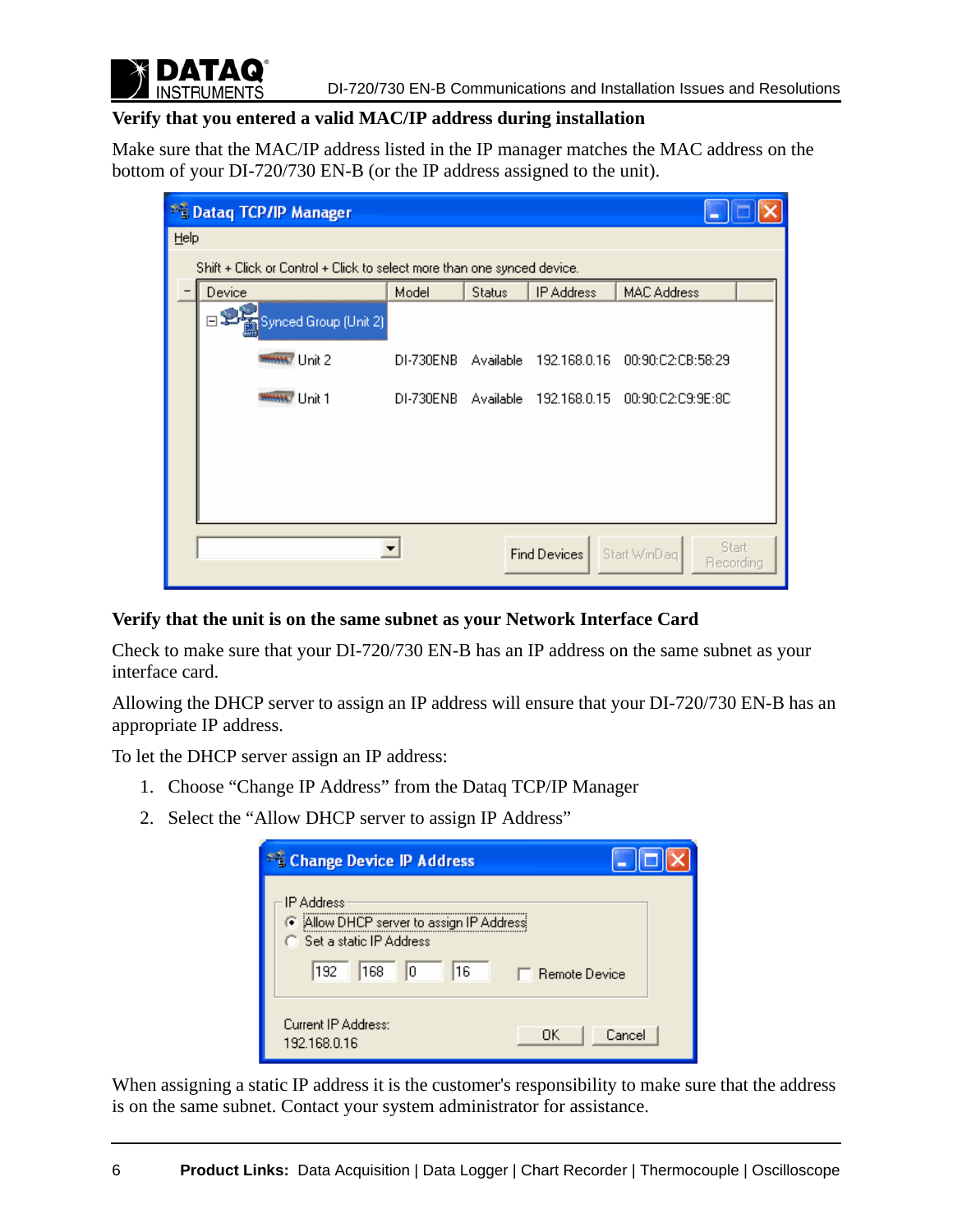### Verify that you entered a valid MAC/IP address during installation

Make sure that the MAC/IP address listed in the IP manager matches the MAC address on the bottom of your DI-720/730 EN-B (or the IP address assigned to the unit).

### Verify that the unit is on the same subnet as your Network Interface Card

Check to make sure that your DI-720/730 EN-B has an IP address on the same subnet as your interface card.

Allowing the DHCP server to assign an IP address will ensure that your DI-720/730 EN-B has an appropriate IP address.

To let the DHCP server assign an IP address:

1. Choose “Change IP Address” from the Dataq TCP/IP Manager
2. Select the “Allow DHCP server to assign IP Address”

When assigning a static IP address it is the customer's responsibility to make sure that the address is on the same subnet. Contact your system administrator for assistance.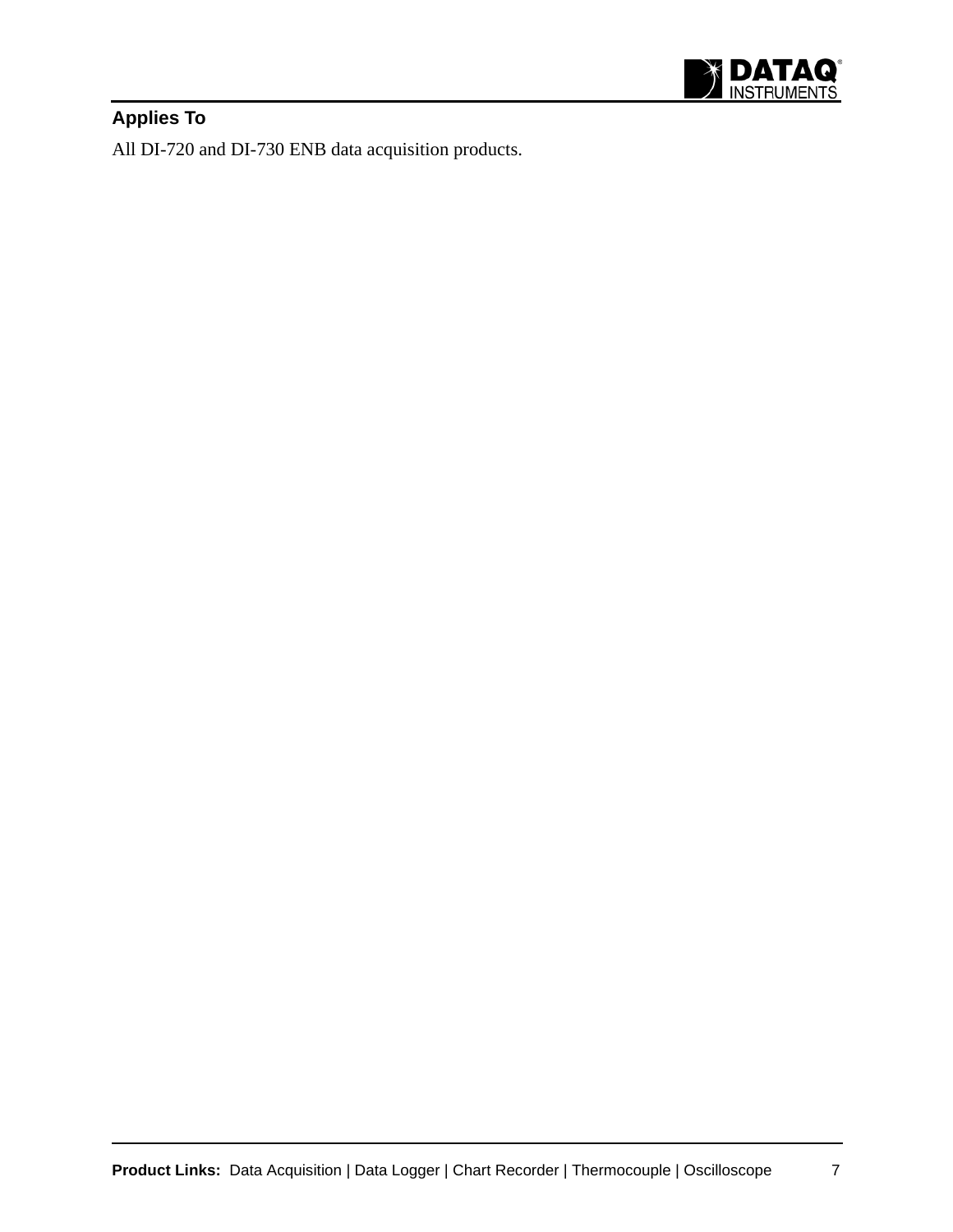### Applies To

All DI-720 and DI-730 ENB data acquisition products.